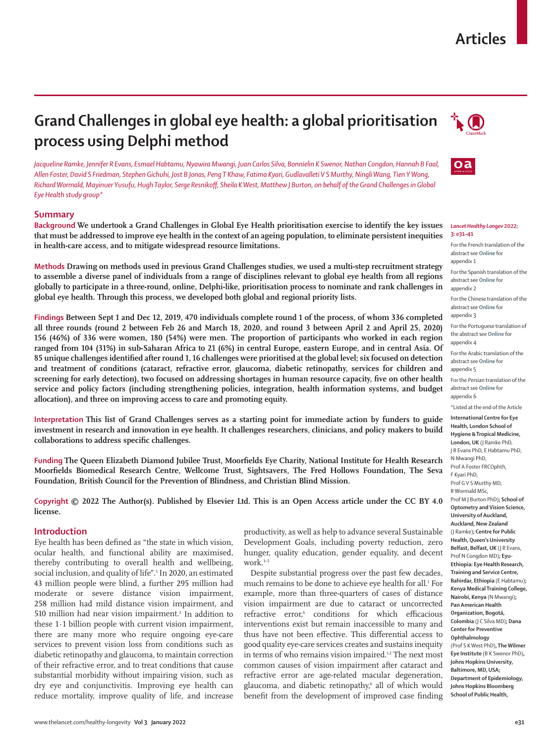# Grand Challenges in global eye health: a global prioritisation process using Delphi method

*Jacqueline Ramke, Jennifer R Evans, Esmael Habtamu, Nyawira Mwangi, Juan Carlos Silva, Bonnielin K Swenor, Nathan Congdon, Hannah B Faal, Allen Foster, David S Friedman, Stephen Gichuhi, Jost B Jonas, Peng T Khaw, Fatima Kyari, Gudlavalleti V S Murthy, Ningli Wang, Tien Y Wong, Richard Wormald, Mayinuer Yusufu, Hugh Taylor, Serge Resnikoff, Sheila K West, Matthew J Burton, on behalf of the Grand Challenges in Global Eye Health study group**

## Summary

**Background** We undertook a Grand Challenges in Global Eye Health prioritisation exercise to identify the key issues that must be addressed to improve eye health in the context of an ageing population, to eliminate persistent inequities in health-care access, and to mitigate widespread resource limitations.

**Methods** Drawing on methods used in previous Grand Challenges studies, we used a multi-step recruitment strategy to assemble a diverse panel of individuals from a range of disciplines relevant to global eye health from all regions globally to participate in a three-round, online, Delphi-like, prioritisation process to nominate and rank challenges in global eye health. Through this process, we developed both global and regional priority lists.

**Findings** Between Sept 1 and Dec 12, 2019, 470 individuals complete round 1 of the process, of whom 336 completed all three rounds (round 2 between Feb 26 and March 18, 2020, and round 3 between April 2 and April 25, 2020) 156 (46%) of 336 were women, 180 (54%) were men. The proportion of participants who worked in each region ranged from 104 (31%) in sub-Saharan Africa to 21 (6%) in central Europe, eastern Europe, and in central Asia. Of 85 unique challenges identified after round 1, 16 challenges were prioritised at the global level; six focused on detection and treatment of conditions (cataract, refractive error, glaucoma, diabetic retinopathy, services for children and screening for early detection), two focused on addressing shortages in human resource capacity, five on other health service and policy factors (including strengthening policies, integration, health information systems, and budget allocation), and three on improving access to care and promoting equity.

**Interpretation** This list of Grand Challenges serves as a starting point for immediate action by funders to guide investment in research and innovation in eye health. It challenges researchers, clinicians, and policy makers to build collaborations to address specific challenges.

**Funding** The Queen Elizabeth Diamond Jubilee Trust, Moorfields Eye Charity, National Institute for Health Research Moorfields Biomedical Research Centre, Wellcome Trust, Sightsavers, The Fred Hollows Foundation, The Seva Foundation, British Council for the Prevention of Blindness, and Christian Blind Mission.

**Copyright** © 2022 The Author(s). Published by Elsevier Ltd. This is an Open Access article under the CC BY 4.0 license.

*Lancet Healthy Longev* 2022; 3: e31–41

For the French translation of the abstract see **Online** for appendix 1

For the Spanish translation of the abstract see **Online** for appendix 2

For the Chinese translation of the abstract see **Online** for appendix 3

For the Portuguese translation of the abstract see **Online** for appendix 4

For the Arabic translation of the abstract see **Online** for appendix 5

For the Persian translation of the abstract see **Online** for appendix 6

*Listed at the end of the Article

**International Centre for Eye Health, London School of Hygiene & Tropical Medicine, London, UK** (J Ramke PhD, J R Evans PhD, E Habtamu PhD, N Mwangi PhD, Prof A Foster FRCOphth, F Kyari PhD, Prof G V S Murthy MD, R Wormald MSc, Prof M J Burton PhD)**; School of Optometry and Vision Science, University of Auckland, Auckland, New Zealand** (J Ramke)**; Centre for Public Health, Queen's University Belfast, Belfast, UK** (J R Evans, Prof N Congdon MD)**; Eyu-Ethiopia: Eye Health Research, Training and Service Centre, Bahirdar, Ethiopia** (E Habtamu)**; Kenya Medical Training College, Nairobi, Kenya** (N Mwangi)**; Pan American Health Organization, Bogotá, Colombia** (J C Silva MD)**; Dana Center for Preventive Ophthalmology** (Prof S K West PhD)**, The Wilmer Eye Institute** (B K Swenor PhD)**, Johns Hopkins University, Baltimore, MD, USA; Department of Epidemiology, Johns Hopkins Bloomberg School of Public Health,**

## Introduction

Eye health has been defined as "the state in which vision, ocular health, and functional ability are maximised, thereby contributing to overall health and wellbeing, social inclusion, and quality of life".[1] In 2020, an estimated 43 million people were blind, a further 295 million had moderate or severe distance vision impairment, 258 million had mild distance vision impairment, and 510 million had near vision impairment.[2] In addition to these 1·1 billion people with current vision impairment, there are many more who require ongoing eye-care services to prevent vision loss from conditions such as diabetic retinopathy and glaucoma, to maintain correction of their refractive error, and to treat conditions that cause substantial morbidity without impairing vision, such as dry eye and conjunctivitis. Improving eye health can reduce mortality, improve quality of life, and increase productivity, as well as help to advance several Sustainable Development Goals, including poverty reduction, zero hunger, quality education, gender equality, and decent work.[3–5]

Despite substantial progress over the past few decades, much remains to be done to achieve eye health for all.[1] For example, more than three-quarters of cases of distance vision impairment are due to cataract or uncorrected refractive error,[6] conditions for which efficacious interventions exist but remain inaccessible to many and thus have not been effective. This differential access to good quality eye-care services creates and sustains inequity in terms of who remains vision impaired.[1,2] The next most common causes of vision impairment after cataract and refractive error are age-related macular degeneration, glaucoma, and diabetic retinopathy,[6] all of which would benefit from the development of improved case finding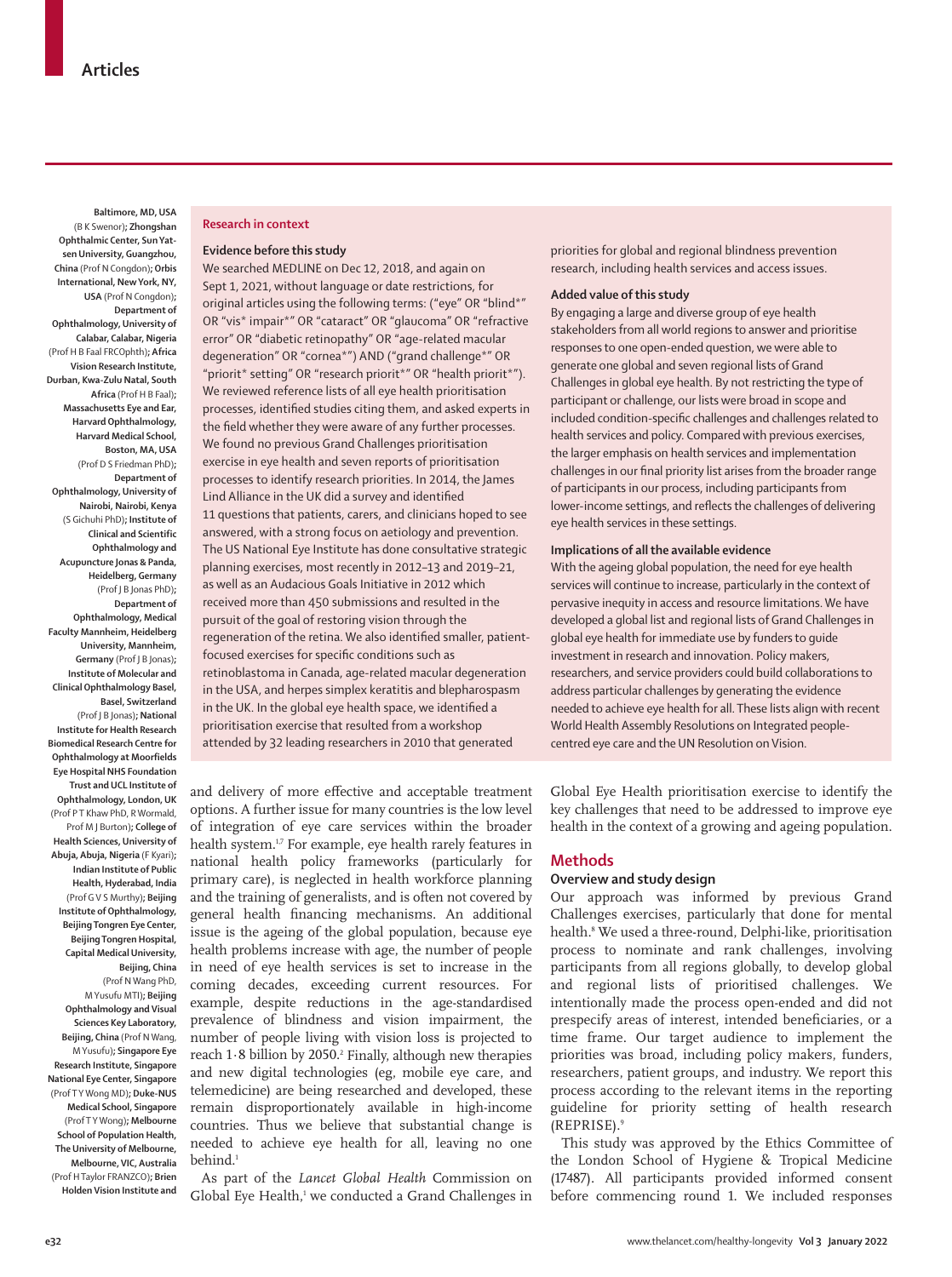Baltimore, MD, USA (B K Swenor); **Zhongshan Ophthalmic Center, Sun Yat-sen University, Guangzhou, China** (Prof N Congdon); **Orbis International, New York, NY, USA** (Prof N Congdon); **Department of Ophthalmology, University of Calabar, Calabar, Nigeria** (Prof H B Faal FRCOphth); **Africa Vision Research Institute, Durban, Kwa-Zulu Natal, South Africa** (Prof H B Faal); **Massachusetts Eye and Ear, Harvard Ophthalmology, Harvard Medical School, Boston, MA, USA** (Prof D S Friedman PhD); **Department of Ophthalmology, University of Nairobi, Nairobi, Kenya** (S Gichuhi PhD); **Institute of Clinical and Scientific Ophthalmology and Acupuncture Jonas & Panda, Heidelberg, Germany** (Prof J B Jonas PhD); **Department of Ophthalmology, Medical Faculty Mannheim, Heidelberg University, Mannheim, Germany** (Prof J B Jonas); **Institute of Molecular and Clinical Ophthalmology Basel, Basel, Switzerland** (Prof J B Jonas); **National Institute for Health Research Biomedical Research Centre for Ophthalmology at Moorfields Eye Hospital NHS Foundation Trust and UCL Institute of Ophthalmology, London, UK** (Prof P T Khaw PhD, R Wormald, Prof M J Burton); **College of Health Sciences, University of Abuja, Abuja, Nigeria** (F Kyari); **Indian Institute of Public Health, Hyderabad, India** (Prof G V S Murthy); **Beijing Institute of Ophthalmology, Beijing Tongren Eye Center, Beijing Tongren Hospital, Capital Medical University, Beijing, China** (Prof N Wang PhD, M Yusufu MTI); **Beijing Ophthalmology and Visual Sciences Key Laboratory, Beijing, China** (Prof N Wang, M Yusufu); **Singapore Eye Research Institute, Singapore National Eye Center, Singapore** (Prof T Y Wong MD); **Duke-NUS Medical School, Singapore** (Prof T Y Wong); **Melbourne School of Population Health, The University of Melbourne, Melbourne, VIC, Australia** (Prof H Taylor FRANZCO); **Brien Holden Vision Institute and**

## Research in context

### Evidence before this study

We searched MEDLINE on Dec 12, 2018, and again on Sept 1, 2021, without language or date restrictions, for original articles using the following terms: ("eye" OR "blind*" OR "vis* impair*" OR "cataract" OR "glaucoma" OR "refractive error" OR "diabetic retinopathy" OR "age-related macular degeneration" OR "cornea*") AND ("grand challenge*" OR "priorit* setting" OR "research priorit*" OR "health priorit*"). We reviewed reference lists of all eye health prioritisation processes, identified studies citing them, and asked experts in the field whether they were aware of any further processes. We found no previous Grand Challenges prioritisation exercise in eye health and seven reports of prioritisation processes to identify research priorities. In 2014, the James Lind Alliance in the UK did a survey and identified 11 questions that patients, carers, and clinicians hoped to see answered, with a strong focus on aetiology and prevention. The US National Eye Institute has done consultative strategic planning exercises, most recently in 2012–13 and 2019–21, as well as an Audacious Goals Initiative in 2012 which received more than 450 submissions and resulted in the pursuit of the goal of restoring vision through the regeneration of the retina. We also identified smaller, patient-focused exercises for specific conditions such as retinoblastoma in Canada, age-related macular degeneration in the USA, and herpes simplex keratitis and blepharospasm in the UK. In the global eye health space, we identified a prioritisation exercise that resulted from a workshop attended by 32 leading researchers in 2010 that generated priorities for global and regional blindness prevention research, including health services and access issues.

### Added value of this study

By engaging a large and diverse group of eye health stakeholders from all world regions to answer and prioritise responses to one open-ended question, we were able to generate one global and seven regional lists of Grand Challenges in global eye health. By not restricting the type of participant or challenge, our lists were broad in scope and included condition-specific challenges and challenges related to health services and policy. Compared with previous exercises, the larger emphasis on health services and implementation challenges in our final priority list arises from the broader range of participants in our process, including participants from lower-income settings, and reflects the challenges of delivering eye health services in these settings.

### Implications of all the available evidence

With the ageing global population, the need for eye health services will continue to increase, particularly in the context of pervasive inequity in access and resource limitations. We have developed a global list and regional lists of Grand Challenges in global eye health for immediate use by funders to guide investment in research and innovation. Policy makers, researchers, and service providers could build collaborations to address particular challenges by generating the evidence needed to achieve eye health for all. These lists align with recent World Health Assembly Resolutions on Integrated people-centred eye care and the UN Resolution on Vision.

and delivery of more effective and acceptable treatment options. A further issue for many countries is the low level of integration of eye care services within the broader health system.[1,7] For example, eye health rarely features in national health policy frameworks (particularly for primary care), is neglected in health workforce planning and the training of generalists, and is often not covered by general health financing mechanisms. An additional issue is the ageing of the global population, because eye health problems increase with age, the number of people in need of eye health services is set to increase in the coming decades, exceeding current resources. For example, despite reductions in the age-standardised prevalence of blindness and vision impairment, the number of people living with vision loss is projected to reach 1·8 billion by 2050.[2] Finally, although new therapies and new digital technologies (eg, mobile eye care, and telemedicine) are being researched and developed, these remain disproportionately available in high-income countries. Thus we believe that substantial change is needed to achieve eye health for all, leaving no one behind.[1]

As part of the *Lancet Global Health* Commission on Global Eye Health,[1] we conducted a Grand Challenges in Global Eye Health prioritisation exercise to identify the key challenges that need to be addressed to improve eye health in the context of a growing and ageing population.

## Methods

### Overview and study design

Our approach was informed by previous Grand Challenges exercises, particularly that done for mental health.[8] We used a three-round, Delphi-like, prioritisation process to nominate and rank challenges, involving participants from all regions globally, to develop global and regional lists of prioritised challenges. We intentionally made the process open-ended and did not prespecify areas of interest, intended beneficiaries, or a time frame. Our target audience to implement the priorities was broad, including policy makers, funders, researchers, patient groups, and industry. We report this process according to the relevant items in the reporting guideline for priority setting of health research (REPRISE).[9]

This study was approved by the Ethics Committee of the London School of Hygiene & Tropical Medicine (17487). All participants provided informed consent before commencing round 1. We included responses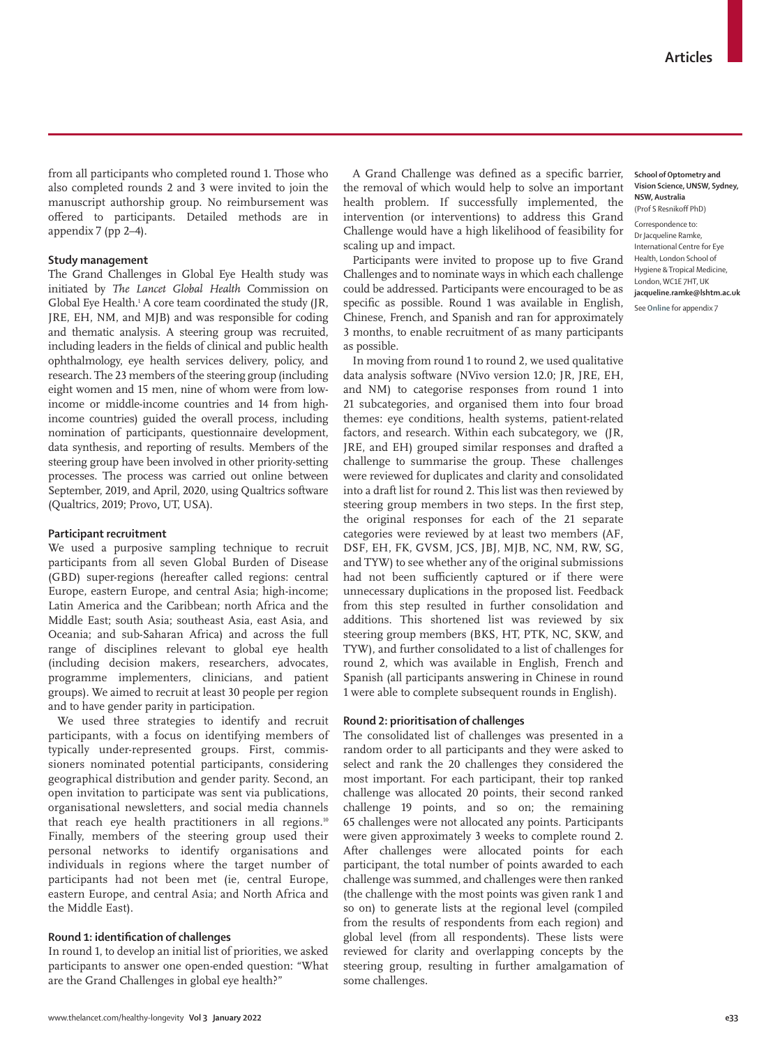from all participants who completed round 1. Those who also completed rounds 2 and 3 were invited to join the manuscript authorship group. No reimbursement was offered to participants. Detailed methods are in appendix 7 (pp 2–4).

### Study management

The Grand Challenges in Global Eye Health study was initiated by *The Lancet Global Health* Commission on Global Eye Health.[1] A core team coordinated the study (JR, JRE, EH, NM, and MJB) and was responsible for coding and thematic analysis. A steering group was recruited, including leaders in the fields of clinical and public health ophthalmology, eye health services delivery, policy, and research. The 23 members of the steering group (including eight women and 15 men, nine of whom were from low-income or middle-income countries and 14 from high-income countries) guided the overall process, including nomination of participants, questionnaire development, data synthesis, and reporting of results. Members of the steering group have been involved in other priority-setting processes. The process was carried out online between September, 2019, and April, 2020, using Qualtrics software (Qualtrics, 2019; Provo, UT, USA).

### Participant recruitment

We used a purposive sampling technique to recruit participants from all seven Global Burden of Disease (GBD) super-regions (hereafter called regions: central Europe, eastern Europe, and central Asia; high-income; Latin America and the Caribbean; north Africa and the Middle East; south Asia; southeast Asia, east Asia, and Oceania; and sub-Saharan Africa) and across the full range of disciplines relevant to global eye health (including decision makers, researchers, advocates, programme implementers, clinicians, and patient groups). We aimed to recruit at least 30 people per region and to have gender parity in participation.

We used three strategies to identify and recruit participants, with a focus on identifying members of typically under-represented groups. First, commissioners nominated potential participants, considering geographical distribution and gender parity. Second, an open invitation to participate was sent via publications, organisational newsletters, and social media channels that reach eye health practitioners in all regions.[10] Finally, members of the steering group used their personal networks to identify organisations and individuals in regions where the target number of participants had not been met (ie, central Europe, eastern Europe, and central Asia; and North Africa and the Middle East).

### Round 1: identification of challenges

In round 1, to develop an initial list of priorities, we asked participants to answer one open-ended question: "What are the Grand Challenges in global eye health?"

A Grand Challenge was defined as a specific barrier, the removal of which would help to solve an important health problem. If successfully implemented, the intervention (or interventions) to address this Grand Challenge would have a high likelihood of feasibility for scaling up and impact.

Participants were invited to propose up to five Grand Challenges and to nominate ways in which each challenge could be addressed. Participants were encouraged to be as specific as possible. Round 1 was available in English, Chinese, French, and Spanish and ran for approximately 3 months, to enable recruitment of as many participants as possible.

In moving from round 1 to round 2, we used qualitative data analysis software (NVivo version 12.0; JR, JRE, EH, and NM) to categorise responses from round 1 into 21 subcategories, and organised them into four broad themes: eye conditions, health systems, patient-related factors, and research. Within each subcategory, we (JR, JRE, and EH) grouped similar responses and drafted a challenge to summarise the group. These challenges were reviewed for duplicates and clarity and consolidated into a draft list for round 2. This list was then reviewed by steering group members in two steps. In the first step, the original responses for each of the 21 separate categories were reviewed by at least two members (AF, DSF, EH, FK, GVSM, JCS, JBJ, MJB, NC, NM, RW, SG, and TYW) to see whether any of the original submissions had not been sufficiently captured or if there were unnecessary duplications in the proposed list. Feedback from this step resulted in further consolidation and additions. This shortened list was reviewed by six steering group members (BKS, HT, PTK, NC, SKW, and TYW), and further consolidated to a list of challenges for round 2, which was available in English, French and Spanish (all participants answering in Chinese in round 1 were able to complete subsequent rounds in English).

### Round 2: prioritisation of challenges

The consolidated list of challenges was presented in a random order to all participants and they were asked to select and rank the 20 challenges they considered the most important. For each participant, their top ranked challenge was allocated 20 points, their second ranked challenge 19 points, and so on; the remaining 65 challenges were not allocated any points. Participants were given approximately 3 weeks to complete round 2. After challenges were allocated points for each participant, the total number of points awarded to each challenge was summed, and challenges were then ranked (the challenge with the most points was given rank 1 and so on) to generate lists at the regional level (compiled from the results of respondents from each region) and global level (from all respondents). These lists were reviewed for clarity and overlapping concepts by the steering group, resulting in further amalgamation of some challenges.

School of Optometry and Vision Science, UNSW, Sydney, NSW, Australia (Prof S Resnikoff PhD)

Correspondence to: Dr Jacqueline Ramke, International Centre for Eye Health, London School of Hygiene & Tropical Medicine, London, WC1E 7HT, UK jacqueline.ramke@lshtm.ac.uk

See Online for appendix 7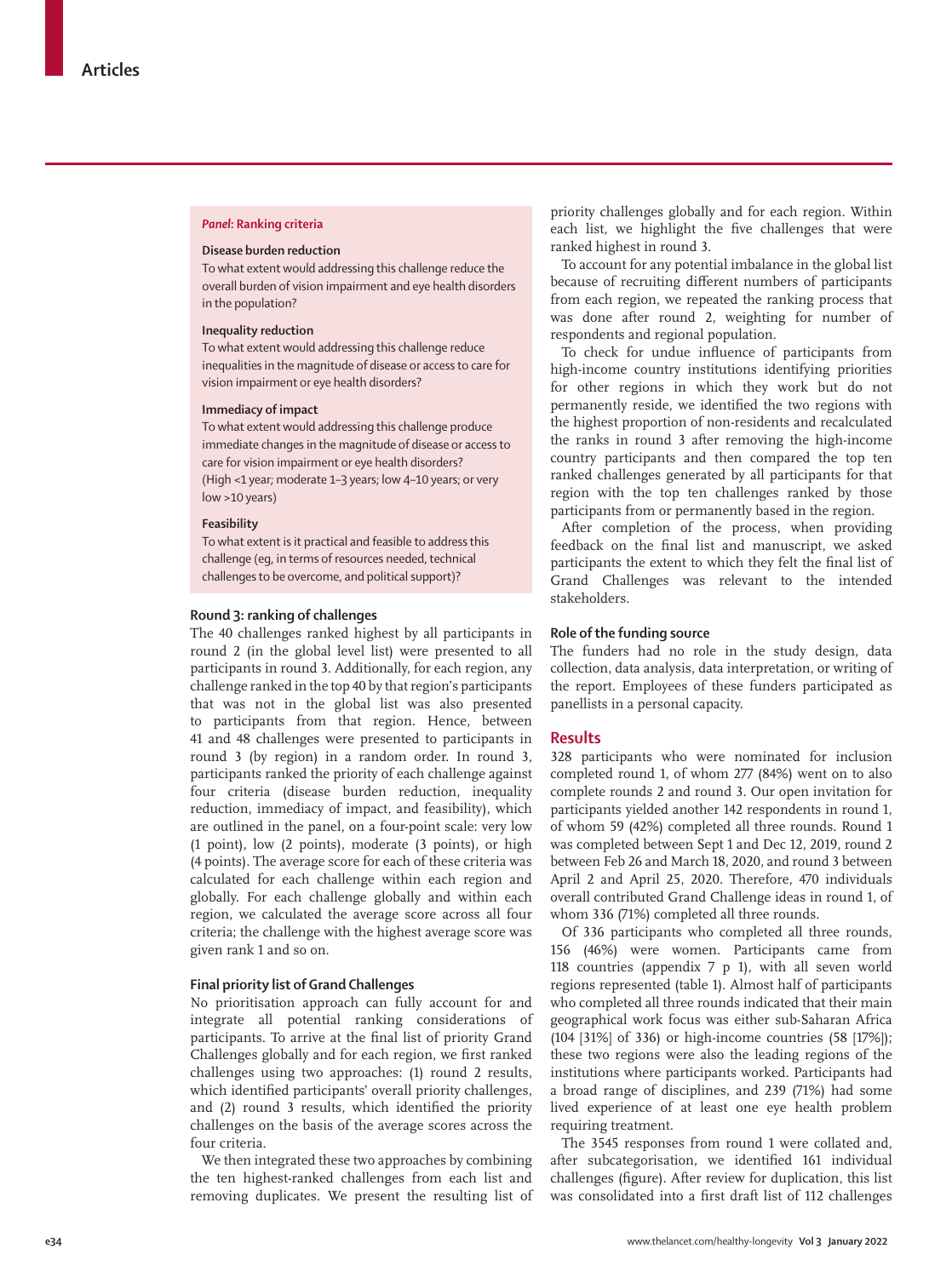### Panel: Ranking criteria

**Disease burden reduction**

To what extent would addressing this challenge reduce the overall burden of vision impairment and eye health disorders in the population?

**Inequality reduction**

To what extent would addressing this challenge reduce inequalities in the magnitude of disease or access to care for vision impairment or eye health disorders?

**Immediacy of impact**

To what extent would addressing this challenge produce immediate changes in the magnitude of disease or access to care for vision impairment or eye health disorders? (High <1 year; moderate 1–3 years; low 4–10 years; or very low >10 years)

**Feasibility**

To what extent is it practical and feasible to address this challenge (eg, in terms of resources needed, technical challenges to be overcome, and political support)?

### Round 3: ranking of challenges

The 40 challenges ranked highest by all participants in round 2 (in the global level list) were presented to all participants in round 3. Additionally, for each region, any challenge ranked in the top 40 by that region's participants that was not in the global list was also presented to participants from that region. Hence, between 41 and 48 challenges were presented to participants in round 3 (by region) in a random order. In round 3, participants ranked the priority of each challenge against four criteria (disease burden reduction, inequality reduction, immediacy of impact, and feasibility), which are outlined in the panel, on a four-point scale: very low (1 point), low (2 points), moderate (3 points), or high (4 points). The average score for each of these criteria was calculated for each challenge within each region and globally. For each challenge globally and within each region, we calculated the average score across all four criteria; the challenge with the highest average score was given rank 1 and so on.

### Final priority list of Grand Challenges

No prioritisation approach can fully account for and integrate all potential ranking considerations of participants. To arrive at the final list of priority Grand Challenges globally and for each region, we first ranked challenges using two approaches: (1) round 2 results, which identified participants' overall priority challenges, and (2) round 3 results, which identified the priority challenges on the basis of the average scores across the four criteria.

We then integrated these two approaches by combining the ten highest-ranked challenges from each list and removing duplicates. We present the resulting list of priority challenges globally and for each region. Within each list, we highlight the five challenges that were ranked highest in round 3.

To account for any potential imbalance in the global list because of recruiting different numbers of participants from each region, we repeated the ranking process that was done after round 2, weighting for number of respondents and regional population.

To check for undue influence of participants from high-income country institutions identifying priorities for other regions in which they work but do not permanently reside, we identified the two regions with the highest proportion of non-residents and recalculated the ranks in round 3 after removing the high-income country participants and then compared the top ten ranked challenges generated by all participants for that region with the top ten challenges ranked by those participants from or permanently based in the region.

After completion of the process, when providing feedback on the final list and manuscript, we asked participants the extent to which they felt the final list of Grand Challenges was relevant to the intended stakeholders.

### Role of the funding source

The funders had no role in the study design, data collection, data analysis, data interpretation, or writing of the report. Employees of these funders participated as panellists in a personal capacity.

## Results

328 participants who were nominated for inclusion completed round 1, of whom 277 (84%) went on to also complete rounds 2 and round 3. Our open invitation for participants yielded another 142 respondents in round 1, of whom 59 (42%) completed all three rounds. Round 1 was completed between Sept 1 and Dec 12, 2019, round 2 between Feb 26 and March 18, 2020, and round 3 between April 2 and April 25, 2020. Therefore, 470 individuals overall contributed Grand Challenge ideas in round 1, of whom 336 (71%) completed all three rounds.

Of 336 participants who completed all three rounds, 156 (46%) were women. Participants came from 118 countries (appendix 7 p 1), with all seven world regions represented (table 1). Almost half of participants who completed all three rounds indicated that their main geographical work focus was either sub-Saharan Africa (104 [31%] of 336) or high-income countries (58 [17%]); these two regions were also the leading regions of the institutions where participants worked. Participants had a broad range of disciplines, and 239 (71%) had some lived experience of at least one eye health problem requiring treatment.

The 3545 responses from round 1 were collated and, after subcategorisation, we identified 161 individual challenges (figure). After review for duplication, this list was consolidated into a first draft list of 112 challenges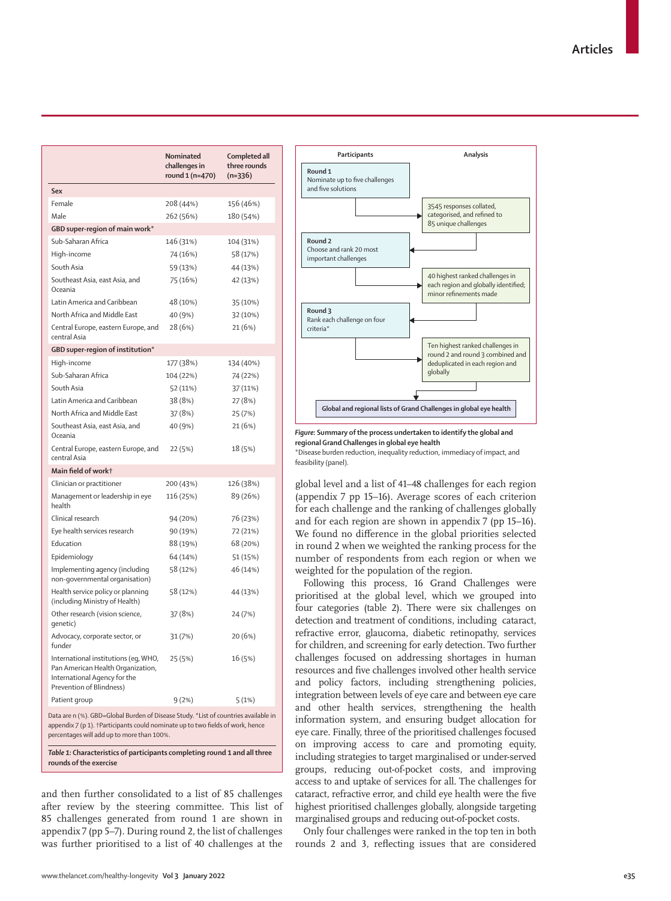| | Nominated challenges in round 1 (n=470) | Completed all three rounds (n=336) |
|---|---|---|
| **Sex** | | |
| Female | 208 (44%) | 156 (46%) |
| Male | 262 (56%) | 180 (54%) |
| **GBD super-region of main work*** | | |
| Sub-Saharan Africa | 146 (31%) | 104 (31%) |
| High-income | 74 (16%) | 58 (17%) |
| South Asia | 59 (13%) | 44 (13%) |
| Southeast Asia, east Asia, and Oceania | 75 (16%) | 42 (13%) |
| Latin America and Caribbean | 48 (10%) | 35 (10%) |
| North Africa and Middle East | 40 (9%) | 32 (10%) |
| Central Europe, eastern Europe, and central Asia | 28 (6%) | 21 (6%) |
| **GBD super-region of institution*** | | |
| High-income | 177 (38%) | 134 (40%) |
| Sub-Saharan Africa | 104 (22%) | 74 (22%) |
| South Asia | 52 (11%) | 37 (11%) |
| Latin America and Caribbean | 38 (8%) | 27 (8%) |
| North Africa and Middle East | 37 (8%) | 25 (7%) |
| Southeast Asia, east Asia, and Oceania | 40 (9%) | 21 (6%) |
| Central Europe, eastern Europe, and central Asia | 22 (5%) | 18 (5%) |
| **Main field of work†** | | |
| Clinician or practitioner | 200 (43%) | 126 (38%) |
| Management or leadership in eye health | 116 (25%) | 89 (26%) |
| Clinical research | 94 (20%) | 76 (23%) |
| Eye health services research | 90 (19%) | 72 (21%) |
| Education | 88 (19%) | 68 (20%) |
| Epidemiology | 64 (14%) | 51 (15%) |
| Implementing agency (including non-governmental organisation) | 58 (12%) | 46 (14%) |
| Health service policy or planning (including Ministry of Health) | 58 (12%) | 44 (13%) |
| Other research (vision science, genetic) | 37 (8%) | 24 (7%) |
| Advocacy, corporate sector, or funder | 31 (7%) | 20 (6%) |
| International institutions (eg, WHO, Pan American Health Organization, International Agency for the Prevention of Blindness) | 25 (5%) | 16 (5%) |
| Patient group | 9 (2%) | 5 (1%) |

Data are n (%). GBD=Global Burden of Disease Study. *List of countries available in appendix 7 (p 1). †Participants could nominate up to two fields of work, hence percentages will add up to more than 100%.

*Table 1:* **Characteristics of participants completing round 1 and all three rounds of the exercise**

and then further consolidated to a list of 85 challenges after review by the steering committee. This list of 85 challenges generated from round 1 are shown in appendix 7 (pp 5–7). During round 2, the list of challenges was further prioritised to a list of 40 challenges at the global level and a list of 41–48 challenges for each region (appendix 7 pp 15–16). Average scores of each criterion for each challenge and the ranking of challenges globally and for each region are shown in appendix 7 (pp 15–16). We found no difference in the global priorities selected in round 2 when we weighted the ranking process for the number of respondents from each region or when we weighted for the population of the region.

**Participants** | **Analysis**

Round 1: Nominate up to five challenges and five solutions → 3545 responses collated, categorised, and refined to 85 unique challenges

Round 2: Choose and rank 20 most important challenges → 40 highest ranked challenges in each region and globally identified; minor refinements made

Round 3: Rank each challenge on four criteria* → Ten highest ranked challenges in round 2 and round 3 combined and deduplicated in each region and globally

→ Global and regional lists of Grand Challenges in global eye health

*Figure:* **Summary of the process undertaken to identify the global and regional Grand Challenges in global eye health**
*Disease burden reduction, inequality reduction, immediacy of impact, and feasibility (panel).

Following this process, 16 Grand Challenges were prioritised at the global level, which we grouped into four categories (table 2). There were six challenges on detection and treatment of conditions, including cataract, refractive error, glaucoma, diabetic retinopathy, services for children, and screening for early detection. Two further challenges focused on addressing shortages in human resources and five challenges involved other health service and policy factors, including strengthening policies, integration between levels of eye care and between eye care and other health services, strengthening the health information system, and ensuring budget allocation for eye care. Finally, three of the prioritised challenges focused on improving access to care and promoting equity, including strategies to target marginalised or under-served groups, reducing out-of-pocket costs, and improving access to and uptake of services for all. The challenges for cataract, refractive error, and child eye health were the five highest prioritised challenges globally, alongside targeting marginalised groups and reducing out-of-pocket costs.

Only four challenges were ranked in the top ten in both rounds 2 and 3, reflecting issues that are considered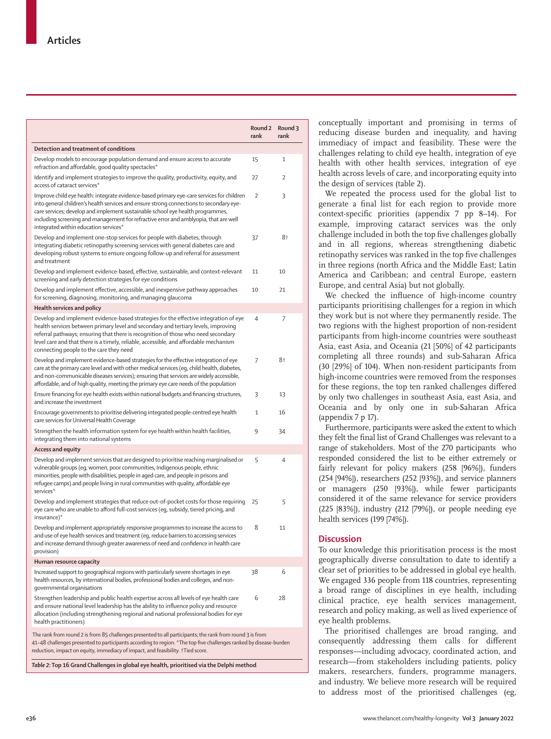| | Round 2 rank | Round 3 rank |
|---|---|---|
| **Detection and treatment of conditions** | | |
| Develop models to encourage population demand and ensure access to accurate refraction and affordable, good quality spectacles* | 15 | 1 |
| Identify and implement strategies to improve the quality, productivity, equity, and access of cataract services* | 27 | 2 |
| Improve child eye health: integrate evidence-based primary eye-care services for children into general children's health services and ensure strong connections to secondary eye-care services; develop and implement sustainable school eye health programmes, including screening and management for refractive error and amblyopia, that are well integrated within education services* | 2 | 3 |
| Develop and implement one-stop services for people with diabetes, through integrating diabetic retinopathy screening services with general diabetes care and developing robust systems to ensure ongoing follow-up and referral for assessment and treatment | 37 | 8† |
| Develop and implement evidence-based, effective, sustainable, and context-relevant screening and early detection strategies for eye conditions | 11 | 10 |
| Develop and implement effective, accessible, and inexpensive pathway approaches for screening, diagnosing, monitoring, and managing glaucoma | 10 | 21 |
| **Health services and policy** | | |
| Develop and implement evidence-based strategies for the effective integration of eye health services between primary level and secondary and tertiary levels, improving referral pathways; ensuring that there is recognition of those who need secondary level care and that there is a timely, reliable, accessible, and affordable mechanism connecting people to the care they need | 4 | 7 |
| Develop and implement evidence-based strategies for the effective integration of eye care at the primary care level and with other medical services (eg, child health, diabetes, and non-communicable diseases services); ensuring that services are widely accessible, affordable, and of high quality, meeting the primary eye care needs of the population | 7 | 8† |
| Ensure financing for eye health exists within national budgets and financing structures, and increase the investment | 3 | 13 |
| Encourage governments to prioritise delivering integrated people-centred eye health care services for Universal Health Coverage | 1 | 16 |
| Strengthen the health information system for eye health within health facilities, integrating them into national systems | 9 | 34 |
| **Access and equity** | | |
| Develop and implement services that are designed to prioritise reaching marginalised or vulnerable groups (eg, women, poor communities, Indigenous people, ethnic minorities, people with disabilities, people in aged care, and people in prisons and refugee camps) and people living in rural communities with quality, affordable eye services* | 5 | 4 |
| Develop and implement strategies that reduce out-of-pocket costs for those requiring eye care who are unable to afford full-cost services (eg, subsidy, tiered pricing, and insurance)* | 25 | 5 |
| Develop and implement appropriately responsive programmes to increase the access to and use of eye health services and treatment (eg, reduce barriers to accessing services and increase demand through greater awareness of need and confidence in health care provision) | 8 | 11 |
| **Human resource capacity** | | |
| Increased support to geographical regions with particularly severe shortages in eye health resources, by international bodies, professional bodies and colleges, and non-governmental organisations | 38 | 6 |
| Strengthen leadership and public health expertise across all levels of eye health care and ensure national level leadership has the ability to influence policy and resource allocation (including strengthening regional and national professional bodies for eye health practitioners) | 6 | 28 |

The rank from round 2 is from 85 challenges presented to all participants; the rank from round 3 is from 41–48 challenges presented to participants according to region. *The top five challenges ranked by disease-burden reduction, impact on equity, immediacy of impact, and feasibility. †Tied score.

*Table 2:* **Top 16 Grand Challenges in global eye health, prioritised via the Delphi method**

conceptually important and promising in terms of reducing disease burden and inequality, and having immediacy of impact and feasibility. These were the challenges relating to child eye health, integration of eye health with other health services, integration of eye health across levels of care, and incorporating equity into the design of services (table 2).

We repeated the process used for the global list to generate a final list for each region to provide more context-specific priorities (appendix 7 pp 8–14). For example, improving cataract services was the only challenge included in both the top five challenges globally and in all regions, whereas strengthening diabetic retinopathy services was ranked in the top five challenges in three regions (north Africa and the Middle East; Latin America and Caribbean; and central Europe, eastern Europe, and central Asia) but not globally.

We checked the influence of high-income country participants prioritising challenges for a region in which they work but is not where they permanently reside. The two regions with the highest proportion of non-resident participants from high-income countries were southeast Asia, east Asia, and Oceania (21 [50%] of 42 participants completing all three rounds) and sub-Saharan Africa (30 [29%] of 104). When non-resident participants from high-income countries were removed from the responses for these regions, the top ten ranked challenges differed by only two challenges in southeast Asia, east Asia, and Oceania and by only one in sub-Saharan Africa (appendix 7 p 17).

Furthermore, participants were asked the extent to which they felt the final list of Grand Challenges was relevant to a range of stakeholders. Most of the 270 participants who responded considered the list to be either extremely or fairly relevant for policy makers (258 [96%]), funders (254 [94%]), researchers (252 [93%]), and service planners or managers (250 [93%]), while fewer participants considered it of the same relevance for service providers (225 [83%]), industry (212 [79%]), or people needing eye health services (199 [74%]).

## Discussion

To our knowledge this prioritisation process is the most geographically diverse consultation to date to identify a clear set of priorities to be addressed in global eye health. We engaged 336 people from 118 countries, representing a broad range of disciplines in eye health, including clinical practice, eye health services management, research and policy making, as well as lived experience of eye health problems.

The prioritised challenges are broad ranging, and consequently addressing them calls for different responses—including advocacy, coordinated action, and research—from stakeholders including patients, policy makers, researchers, funders, programme managers, and industry. We believe more research will be required to address most of the prioritised challenges (eg,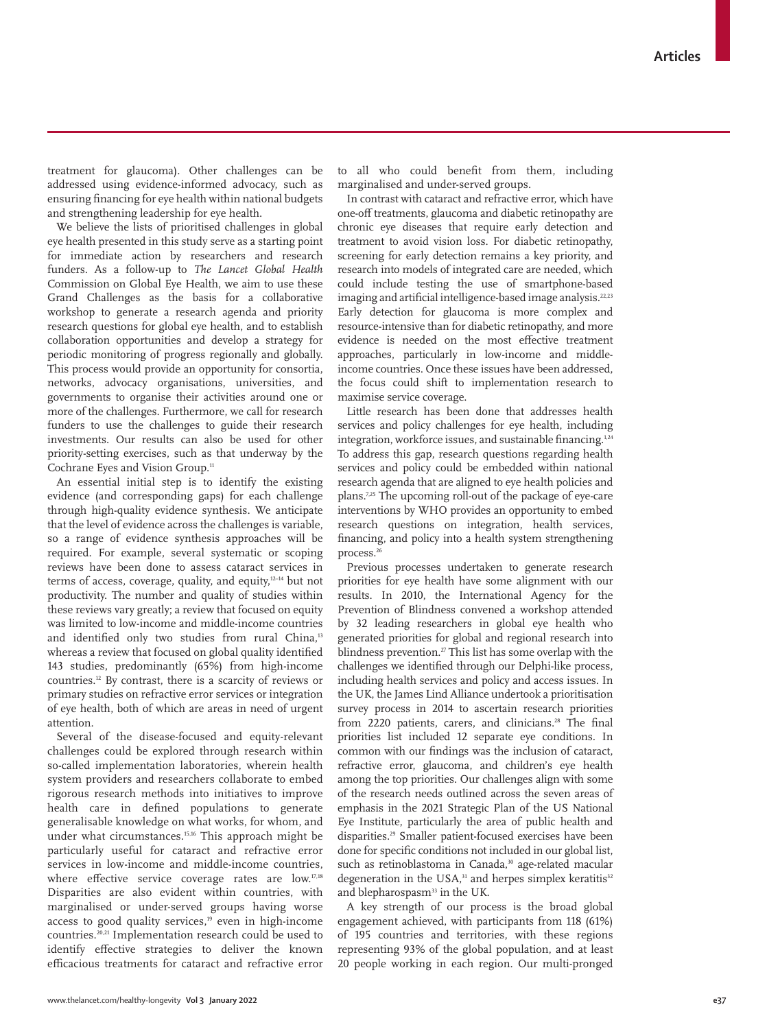treatment for glaucoma). Other challenges can be addressed using evidence-informed advocacy, such as ensuring financing for eye health within national budgets and strengthening leadership for eye health.

We believe the lists of prioritised challenges in global eye health presented in this study serve as a starting point for immediate action by researchers and research funders. As a follow-up to *The Lancet Global Health* Commission on Global Eye Health, we aim to use these Grand Challenges as the basis for a collaborative workshop to generate a research agenda and priority research questions for global eye health, and to establish collaboration opportunities and develop a strategy for periodic monitoring of progress regionally and globally. This process would provide an opportunity for consortia, networks, advocacy organisations, universities, and governments to organise their activities around one or more of the challenges. Furthermore, we call for research funders to use the challenges to guide their research investments. Our results can also be used for other priority-setting exercises, such as that underway by the Cochrane Eyes and Vision Group.[11]

An essential initial step is to identify the existing evidence (and corresponding gaps) for each challenge through high-quality evidence synthesis. We anticipate that the level of evidence across the challenges is variable, so a range of evidence synthesis approaches will be required. For example, several systematic or scoping reviews have been done to assess cataract services in terms of access, coverage, quality, and equity,[12–14] but not productivity. The number and quality of studies within these reviews vary greatly; a review that focused on equity was limited to low-income and middle-income countries and identified only two studies from rural China,[13] whereas a review that focused on global quality identified 143 studies, predominantly (65%) from high-income countries.[12] By contrast, there is a scarcity of reviews or primary studies on refractive error services or integration of eye health, both of which are areas in need of urgent attention.

Several of the disease-focused and equity-relevant challenges could be explored through research within so-called implementation laboratories, wherein health system providers and researchers collaborate to embed rigorous research methods into initiatives to improve health care in defined populations to generate generalisable knowledge on what works, for whom, and under what circumstances.[15,16] This approach might be particularly useful for cataract and refractive error services in low-income and middle-income countries, where effective service coverage rates are low.[17,18] Disparities are also evident within countries, with marginalised or under-served groups having worse access to good quality services,[19] even in high-income countries.[20,21] Implementation research could be used to identify effective strategies to deliver the known efficacious treatments for cataract and refractive error to all who could benefit from them, including marginalised and under-served groups.

In contrast with cataract and refractive error, which have one-off treatments, glaucoma and diabetic retinopathy are chronic eye diseases that require early detection and treatment to avoid vision loss. For diabetic retinopathy, screening for early detection remains a key priority, and research into models of integrated care are needed, which could include testing the use of smartphone-based imaging and artificial intelligence-based image analysis.[22,23] Early detection for glaucoma is more complex and resource-intensive than for diabetic retinopathy, and more evidence is needed on the most effective treatment approaches, particularly in low-income and middle-income countries. Once these issues have been addressed, the focus could shift to implementation research to maximise service coverage.

Little research has been done that addresses health services and policy challenges for eye health, including integration, workforce issues, and sustainable financing.[1,24] To address this gap, research questions regarding health services and policy could be embedded within national research agenda that are aligned to eye health policies and plans.[7,25] The upcoming roll-out of the package of eye-care interventions by WHO provides an opportunity to embed research questions on integration, health services, financing, and policy into a health system strengthening process.[26]

Previous processes undertaken to generate research priorities for eye health have some alignment with our results. In 2010, the International Agency for the Prevention of Blindness convened a workshop attended by 32 leading researchers in global eye health who generated priorities for global and regional research into blindness prevention.[27] This list has some overlap with the challenges we identified through our Delphi-like process, including health services and policy and access issues. In the UK, the James Lind Alliance undertook a prioritisation survey process in 2014 to ascertain research priorities from 2220 patients, carers, and clinicians.[28] The final priorities list included 12 separate eye conditions. In common with our findings was the inclusion of cataract, refractive error, glaucoma, and children's eye health among the top priorities. Our challenges align with some of the research needs outlined across the seven areas of emphasis in the 2021 Strategic Plan of the US National Eye Institute, particularly the area of public health and disparities.[29] Smaller patient-focused exercises have been done for specific conditions not included in our global list, such as retinoblastoma in Canada,[30] age-related macular degeneration in the USA,[31] and herpes simplex keratitis[32] and blepharospasm[33] in the UK.

A key strength of our process is the broad global engagement achieved, with participants from 118 (61%) of 195 countries and territories, with these regions representing 93% of the global population, and at least 20 people working in each region. Our multi-pronged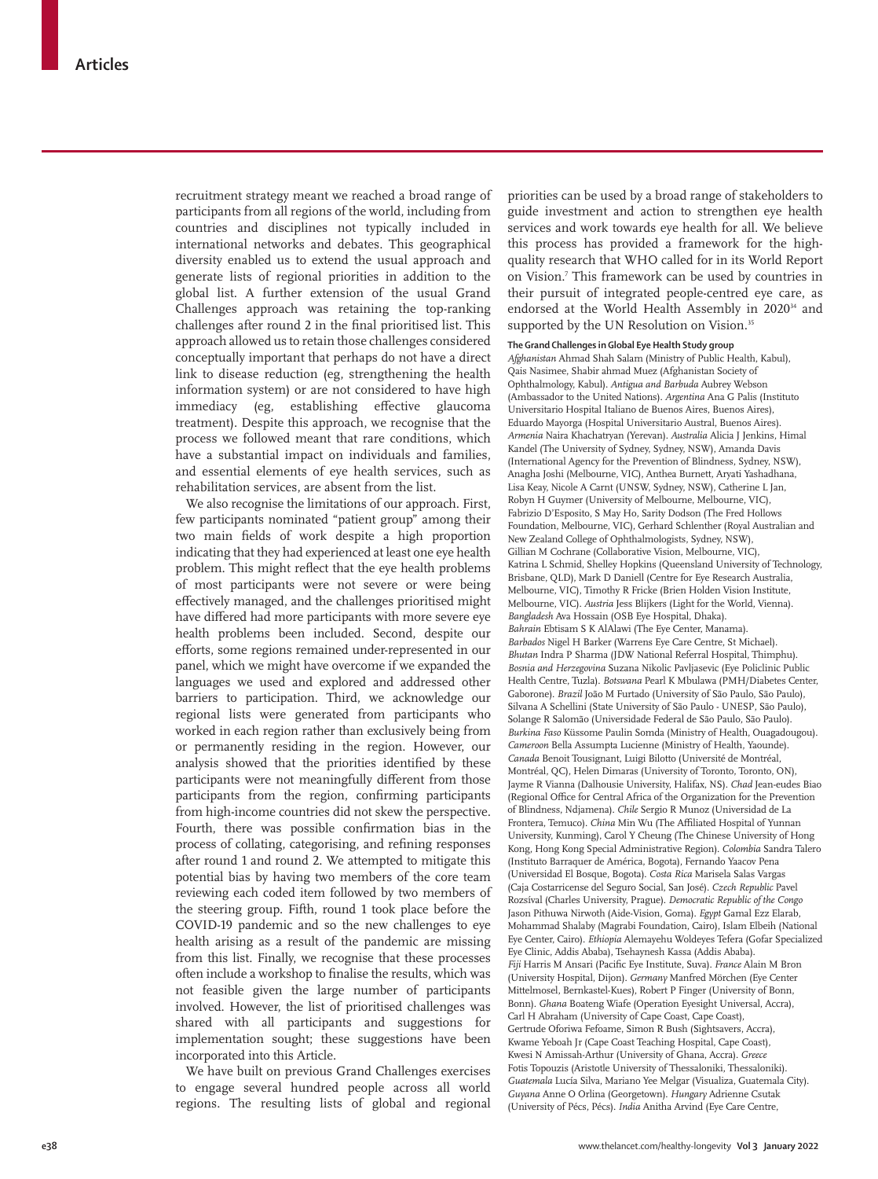recruitment strategy meant we reached a broad range of participants from all regions of the world, including from countries and disciplines not typically included in international networks and debates. This geographical diversity enabled us to extend the usual approach and generate lists of regional priorities in addition to the global list. A further extension of the usual Grand Challenges approach was retaining the top-ranking challenges after round 2 in the final prioritised list. This approach allowed us to retain those challenges considered conceptually important that perhaps do not have a direct link to disease reduction (eg, strengthening the health information system) or are not considered to have high immediacy (eg, establishing effective glaucoma treatment). Despite this approach, we recognise that the process we followed meant that rare conditions, which have a substantial impact on individuals and families, and essential elements of eye health services, such as rehabilitation services, are absent from the list.

We also recognise the limitations of our approach. First, few participants nominated "patient group" among their two main fields of work despite a high proportion indicating that they had experienced at least one eye health problem. This might reflect that the eye health problems of most participants were not severe or were being effectively managed, and the challenges prioritised might have differed had more participants with more severe eye health problems been included. Second, despite our efforts, some regions remained under-represented in our panel, which we might have overcome if we expanded the languages we used and explored and addressed other barriers to participation. Third, we acknowledge our regional lists were generated from participants who worked in each region rather than exclusively being from or permanently residing in the region. However, our analysis showed that the priorities identified by these participants were not meaningfully different from those participants from the region, confirming participants from high-income countries did not skew the perspective. Fourth, there was possible confirmation bias in the process of collating, categorising, and refining responses after round 1 and round 2. We attempted to mitigate this potential bias by having two members of the core team reviewing each coded item followed by two members of the steering group. Fifth, round 1 took place before the COVID-19 pandemic and so the new challenges to eye health arising as a result of the pandemic are missing from this list. Finally, we recognise that these processes often include a workshop to finalise the results, which was not feasible given the large number of participants involved. However, the list of prioritised challenges was shared with all participants and suggestions for implementation sought; these suggestions have been incorporated into this Article.

We have built on previous Grand Challenges exercises to engage several hundred people across all world regions. The resulting lists of global and regional priorities can be used by a broad range of stakeholders to guide investment and action to strengthen eye health services and work towards eye health for all. We believe this process has provided a framework for the high-quality research that WHO called for in its World Report on Vision.[7] This framework can be used by countries in their pursuit of integrated people-centred eye care, as endorsed at the World Health Assembly in 2020[34] and supported by the UN Resolution on Vision.[35]

#### The Grand Challenges in Global Eye Health Study group

*Afghanistan* Ahmad Shah Salam (Ministry of Public Health, Kabul), Qais Nasimee, Shabir ahmad Muez (Afghanistan Society of Ophthalmology, Kabul). *Antigua and Barbuda* Aubrey Webson (Ambassador to the United Nations). *Argentina* Ana G Palis (Instituto Universitario Hospital Italiano de Buenos Aires, Buenos Aires), Eduardo Mayorga (Hospital Universitario Austral, Buenos Aires). *Armenia* Naira Khachatryan (Yerevan). *Australia* Alicia J Jenkins, Himal Kandel (The University of Sydney, Sydney, NSW), Amanda Davis (International Agency for the Prevention of Blindness, Sydney, NSW), Anagha Joshi (Melbourne, VIC), Anthea Burnett, Aryati Yashadhana, Lisa Keay, Nicole A Carnt (UNSW, Sydney, NSW), Catherine L Jan, Robyn H Guymer (University of Melbourne, Melbourne, VIC), Fabrizio D'Esposito, S May Ho, Sarity Dodson (The Fred Hollows Foundation, Melbourne, VIC), Gerhard Schlenther (Royal Australian and New Zealand College of Ophthalmologists, Sydney, NSW), Gillian M Cochrane (Collaborative Vision, Melbourne, VIC), Katrina L Schmid, Shelley Hopkins (Queensland University of Technology, Brisbane, QLD), Mark D Daniell (Centre for Eye Research Australia, Melbourne, VIC), Timothy R Fricke (Brien Holden Vision Institute, Melbourne, VIC). *Austria* Jess Blijkers (Light for the World, Vienna). *Bangladesh* Ava Hossain (OSB Eye Hospital, Dhaka). *Bahrain* Ebtisam S K AlAlawi (The Eye Center, Manama). *Barbados* Nigel H Barker (Warrens Eye Care Centre, St Michael). *Bhutan* Indra P Sharma (JDW National Referral Hospital, Thimphu). *Bosnia and Herzegovina* Suzana Nikolic Pavljasevic (Eye Policlinic Public Health Centre, Tuzla). *Botswana* Pearl K Mbulawa (PMH/Diabetes Center, Gaborone). *Brazil* João M Furtado (University of São Paulo, São Paulo), Silvana A Schellini (State University of São Paulo - UNESP, São Paulo), Solange R Salomão (Universidade Federal de São Paulo, São Paulo). *Burkina Faso* Kùssome Paulin Somda (Ministry of Health, Ouagadougou). *Cameroon* Bella Assumpta Lucienne (Ministry of Health, Yaounde). *Canada* Benoit Tousignant, Luigi Bilotto (Université de Montréal, Montréal, QC), Helen Dimaras (University of Toronto, Toronto, ON), Jayme R Vianna (Dalhousie University, Halifax, NS). *Chad* Jean-eudes Biao (Regional Office for Central Africa of the Organization for the Prevention of Blindness, Ndjamena). *Chile* Sergio R Munoz (Universidad de La Frontera, Temuco). *China* Min Wu (The Affiliated Hospital of Yunnan University, Kunming), Carol Y Cheung (The Chinese University of Hong Kong, Hong Kong Special Administrative Region). *Colombia* Sandra Talero (Instituto Barraquer de América, Bogota), Fernando Yaacov Pena (Universidad El Bosque, Bogota). *Costa Rica* Marisela Salas Vargas (Caja Costarricense del Seguro Social, San José). *Czech Republic* Pavel Rozsíval (Charles University, Prague). *Democratic Republic of the Congo* Jason Pithuwa Nirwoth (Aide-Vision, Goma). *Egypt* Gamal Ezz Elarab, Mohammad Shalaby (Magrabi Foundation, Cairo), Islam Elbeih (National Eye Center, Cairo). *Ethiopia* Alemayehu Woldeyes Tefera (Gofar Specialized Eye Clinic, Addis Ababa), Tsehaynesh Kassa (Addis Ababa). *Fiji* Harris M Ansari (Pacific Eye Institute, Suva). *France* Alain M Bron (University Hospital, Dijon). *Germany* Manfred Mörchen (Eye Center Mittelmosel, Bernkastel-Kues), Robert P Finger (University of Bonn, Bonn). *Ghana* Boateng Wiafe (Operation Eyesight Universal, Accra), Carl H Abraham (University of Cape Coast, Cape Coast), Gertrude Oforiwa Fefoame, Simon R Bush (Sightsavers, Accra), Kwame Yeboah Jr (Cape Coast Teaching Hospital, Cape Coast), Kwesi N Amissah-Arthur (University of Ghana, Accra). *Greece* Fotis Topouzis (Aristotle University of Thessaloniki, Thessaloniki). *Guatemala* Lucía Silva, Mariano Yee Melgar (Visualiza, Guatemala City). *Guyana* Anne O Orlina (Georgetown). *Hungary* Adrienne Csutak (University of Pécs, Pécs). *India* Anitha Arvind (Eye Care Centre,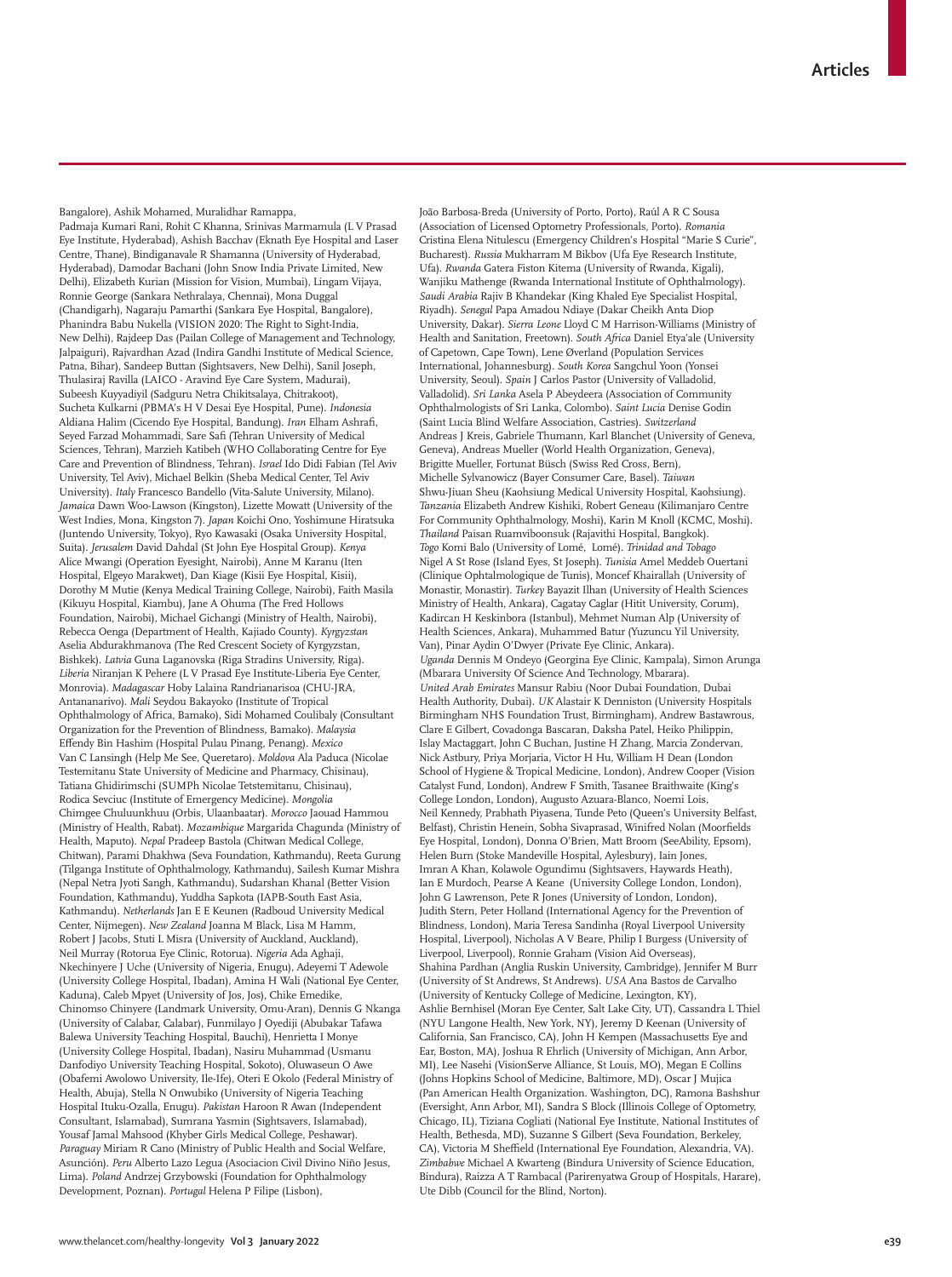Bangalore), Ashik Mohamed, Muralidhar Ramappa, Padmaja Kumari Rani, Rohit C Khanna, Srinivas Marmamula (L V Prasad Eye Institute, Hyderabad), Ashish Bacchav (Eknath Eye Hospital and Laser Centre, Thane), Bindiganavale R Shamanna (University of Hyderabad, Hyderabad), Damodar Bachani (John Snow India Private Limited, New Delhi), Elizabeth Kurian (Mission for Vision, Mumbai), Lingam Vijaya, Ronnie George (Sankara Nethralaya, Chennai), Mona Duggal (Chandigarh), Nagaraju Pamarthi (Sankara Eye Hospital, Bangalore), Phanindra Babu Nukella (VISION 2020: The Right to Sight-India, New Delhi), Rajdeep Das (Pailan College of Management and Technology, Jalpaiguri), Rajvardhan Azad (Indira Gandhi Institute of Medical Science, Patna, Bihar), Sandeep Buttan (Sightsavers, New Delhi), Sanil Joseph, Thulasiraj Ravilla (LAICO - Aravind Eye Care System, Madurai), Subeesh Kuyyadiyil (Sadguru Netra Chikitsalaya, Chitrakoot), Sucheta Kulkarni (PBMA's H V Desai Eye Hospital, Pune). *Indonesia* Aldiana Halim (Cicendo Eye Hospital, Bandung). *Iran* Elham Ashrafi, Seyed Farzad Mohammadi, Sare Safi (Tehran University of Medical Sciences, Tehran), Marzieh Katibeh (WHO Collaborating Centre for Eye Care and Prevention of Blindness, Tehran). *Israel* Ido Didi Fabian (Tel Aviv University, Tel Aviv), Michael Belkin (Sheba Medical Center, Tel Aviv University). *Italy* Francesco Bandello (Vita-Salute University, Milano). *Jamaica* Dawn Woo-Lawson (Kingston), Lizette Mowatt (University of the West Indies, Mona, Kingston 7). *Japan* Koichi Ono, Yoshimune Hiratsuka (Juntendo University, Tokyo), Ryo Kawasaki (Osaka University Hospital, Suita). *Jerusalem* David Dahdal (St John Eye Hospital Group). *Kenya* Alice Mwangi (Operation Eyesight, Nairobi), Anne M Karanu (Iten Hospital, Elgeyo Marakwet), Dan Kiage (Kisii Eye Hospital, Kisii), Dorothy M Mutie (Kenya Medical Training College, Nairobi), Faith Masila (Kikuyu Hospital, Kiambu), Jane A Ohuma (The Fred Hollows Foundation, Nairobi), Michael Gichangi (Ministry of Health, Nairobi), Rebecca Oenga (Department of Health, Kajiado County). *Kyrgyzstan* Aselia Abdurakhmanova (The Red Crescent Society of Kyrgyzstan, Bishkek). *Latvia* Guna Laganovska (Riga Stradins University, Riga). *Liberia* Niranjan K Pehere (L V Prasad Eye Institute-Liberia Eye Center, Monrovia). *Madagascar* Hoby Lalaina Randrianarisoa (CHU-JRA, Antananarivo). *Mali* Seydou Bakayoko (Institute of Tropical Ophthalmology of Africa, Bamako), Sidi Mohamed Coulibaly (Consultant Organization for the Prevention of Blindness, Bamako). *Malaysia* Effendy Bin Hashim (Hospital Pulau Pinang, Penang). *Mexico* Van C Lansingh (Help Me See, Queretaro). *Moldova* Ala Paduca (Nicolae Testemitanu State University of Medicine and Pharmacy, Chisinau), Tatiana Ghidirimschi (SUMPh Nicolae Tetstemitanu, Chisinau), Rodica Sevciuc (Institute of Emergency Medicine). *Mongolia* Chimgee Chuluunkhuu (Orbis, Ulaanbaatar). *Morocco* Jaouad Hammou (Ministry of Health, Rabat). *Mozambique* Margarida Chagunda (Ministry of Health, Maputo). *Nepal* Pradeep Bastola (Chitwan Medical College, Chitwan), Parami Dhakhwa (Seva Foundation, Kathmandu), Reeta Gurung (Tilganga Institute of Ophthalmology, Kathmandu), Sailesh Kumar Mishra (Nepal Netra Jyoti Sangh, Kathmandu), Sudarshan Khanal (Better Vision Foundation, Kathmandu), Yuddha Sapkota (IAPB-South East Asia, Kathmandu). *Netherlands* Jan E E Keunen (Radboud University Medical Center, Nijmegen). *New Zealand* Joanna M Black, Lisa M Hamm, Robert J Jacobs, Stuti L Misra (University of Auckland, Auckland), Neil Murray (Rotorua Eye Clinic, Rotorua). *Nigeria* Ada Aghaji, Nkechinyere J Uche (University of Nigeria, Enugu), Adeyemi T Adewole (University College Hospital, Ibadan), Amina H Wali (National Eye Center, Kaduna), Caleb Mpyet (University of Jos, Jos), Chike Emedike, Chinomso Chinyere (Landmark University, Omu-Aran), Dennis G Nkanga (University of Calabar, Calabar), Funmilayo J Oyediji (Abubakar Tafawa Balewa University Teaching Hospital, Bauchi), Henrietta I Monye (University College Hospital, Ibadan), Nasiru Muhammad (Usmanu Danfodiyo University Teaching Hospital, Sokoto), Oluwaseun O Awe (Obafemi Awolowo University, Ile-Ife), Oteri E Okolo (Federal Ministry of Health, Abuja), Stella N Onwubiko (University of Nigeria Teaching Hospital Ituku-Ozalla, Enugu). *Pakistan* Haroon R Awan (Independent Consultant, Islamabad), Sumrana Yasmin (Sightsavers, Islamabad), Yousaf Jamal Mahsood (Khyber Girls Medical College, Peshawar). *Paraguay* Miriam R Cano (Ministry of Public Health and Social Welfare, Asunción). *Peru* Alberto Lazo Legua (Asociacion Civil Divino Niño Jesus, Lima). *Poland* Andrzej Grzybowski (Foundation for Ophthalmology Development, Poznan). *Portugal* Helena P Filipe (Lisbon), João Barbosa-Breda (University of Porto, Porto), Raúl A R C Sousa (Association of Licensed Optometry Professionals, Porto). *Romania* Cristina Elena Nitulescu (Emergency Children's Hospital "Marie S Curie", Bucharest). *Russia* Mukharram M Bikbov (Ufa Eye Research Institute, Ufa). *Rwanda* Gatera Fiston Kitema (University of Rwanda, Kigali), Wanjiku Mathenge (Rwanda International Institute of Ophthalmology). *Saudi Arabia* Rajiv B Khandekar (King Khaled Eye Specialist Hospital, Riyadh). *Senegal* Papa Amadou Ndiaye (Dakar Cheikh Anta Diop University, Dakar). *Sierra Leone* Lloyd C M Harrison-Williams (Ministry of Health and Sanitation, Freetown). *South Africa* Daniel Etya'ale (University of Capetown, Cape Town), Lene Øverland (Population Services International, Johannesburg). *South Korea* Sangchul Yoon (Yonsei University, Seoul). *Spain* J Carlos Pastor (University of Valladolid, Valladolid). *Sri Lanka* Asela P Abeydeera (Association of Community Ophthalmologists of Sri Lanka, Colombo). *Saint Lucia* Denise Godin (Saint Lucia Blind Welfare Association, Castries). *Switzerland* Andreas J Kreis, Gabriele Thumann, Karl Blanchet (University of Geneva, Geneva), Andreas Mueller (World Health Organization, Geneva), Brigitte Mueller, Fortunat Büsch (Swiss Red Cross, Bern), Michelle Sylvanowicz (Bayer Consumer Care, Basel). *Taiwan* Shwu-Jiuan Sheu (Kaohsiung Medical University Hospital, Kaohsiung). *Tanzania* Elizabeth Andrew Kishiki, Robert Geneau (Kilimanjaro Centre For Community Ophthalmology, Moshi), Karin M Knoll (KCMC, Moshi). *Thailand* Paisan Ruamviboonsuk (Rajavithi Hospital, Bangkok). *Togo* Komi Balo (University of Lomé, Lomé). *Trinidad and Tobago* Nigel A St Rose (Island Eyes, St Joseph). *Tunisia* Amel Meddeb Ouertani (Clinique Ophtalmologique de Tunis), Moncef Khairallah (University of Monastir, Monastir). *Turkey* Bayazit Ilhan (University of Health Sciences Ministry of Health, Ankara), Cagatay Caglar (Hitit University, Corum), Kadircan H Keskinbora (Istanbul), Mehmet Numan Alp (University of Health Sciences, Ankara), Muhammed Batur (Yuzuncu Yil University, Van), Pinar Aydin O'Dwyer (Private Eye Clinic, Ankara). *Uganda* Dennis M Ondeyo (Georgina Eye Clinic, Kampala), Simon Arunga (Mbarara University Of Science And Technology, Mbarara). *United Arab Emirates* Mansur Rabiu (Noor Dubai Foundation, Dubai Health Authority, Dubai). *UK* Alastair K Denniston (University Hospitals Birmingham NHS Foundation Trust, Birmingham), Andrew Bastawrous, Clare E Gilbert, Covadonga Bascaran, Daksha Patel, Heiko Philippin, Islay Mactaggart, John C Buchan, Justine H Zhang, Marcia Zondervan, Nick Astbury, Priya Morjaria, Victor H Hu, William H Dean (London School of Hygiene & Tropical Medicine, London), Andrew Cooper (Vision Catalyst Fund, London), Andrew F Smith, Tasanee Braithwaite (King's College London, London), Augusto Azuara-Blanco, Noemi Lois, Neil Kennedy, Prabhath Piyasena, Tunde Peto (Queen's University Belfast, Belfast), Christin Henein, Sobha Sivaprasad, Winifred Nolan (Moorfields Eye Hospital, London), Donna O'Brien, Matt Broom (SeeAbility, Epsom), Helen Burn (Stoke Mandeville Hospital, Aylesbury), Iain Jones, Imran A Khan, Kolawole Ogundimu (Sightsavers, Haywards Heath), Ian E Murdoch, Pearse A Keane (University College London, London), John G Lawrenson, Pete R Jones (University of London, London), Judith Stern, Peter Holland (International Agency for the Prevention of Blindness, London), Maria Teresa Sandinha (Royal Liverpool University Hospital, Liverpool), Nicholas A V Beare, Philip I Burgess (University of Liverpool, Liverpool), Ronnie Graham (Vision Aid Overseas), Shahina Pardhan (Anglia Ruskin University, Cambridge), Jennifer M Burr (University of St Andrews, St Andrews). *USA* Ana Bastos de Carvalho (University of Kentucky College of Medicine, Lexington, KY), Ashlie Bernhisel (Moran Eye Center, Salt Lake City, UT), Cassandra L Thiel (NYU Langone Health, New York, NY), Jeremy D Keenan (University of California, San Francisco, CA), John H Kempen (Massachusetts Eye and Ear, Boston, MA), Joshua R Ehrlich (University of Michigan, Ann Arbor, MI), Lee Nasehi (VisionServe Alliance, St Louis, MO), Megan E Collins (Johns Hopkins School of Medicine, Baltimore, MD), Oscar J Mujica (Pan American Health Organization. Washington, DC), Ramona Bashshur (Eversight, Ann Arbor, MI), Sandra S Block (Illinois College of Optometry, Chicago, IL), Tiziana Cogliati (National Eye Institute, National Institutes of Health, Bethesda, MD), Suzanne S Gilbert (Seva Foundation, Berkeley, CA), Victoria M Sheffield (International Eye Foundation, Alexandria, VA). *Zimbabwe* Michael A Kwarteng (Bindura University of Science Education, Bindura), Raizza A T Rambacal (Parirenyatwa Group of Hospitals, Harare), Ute Dibb (Council for the Blind, Norton).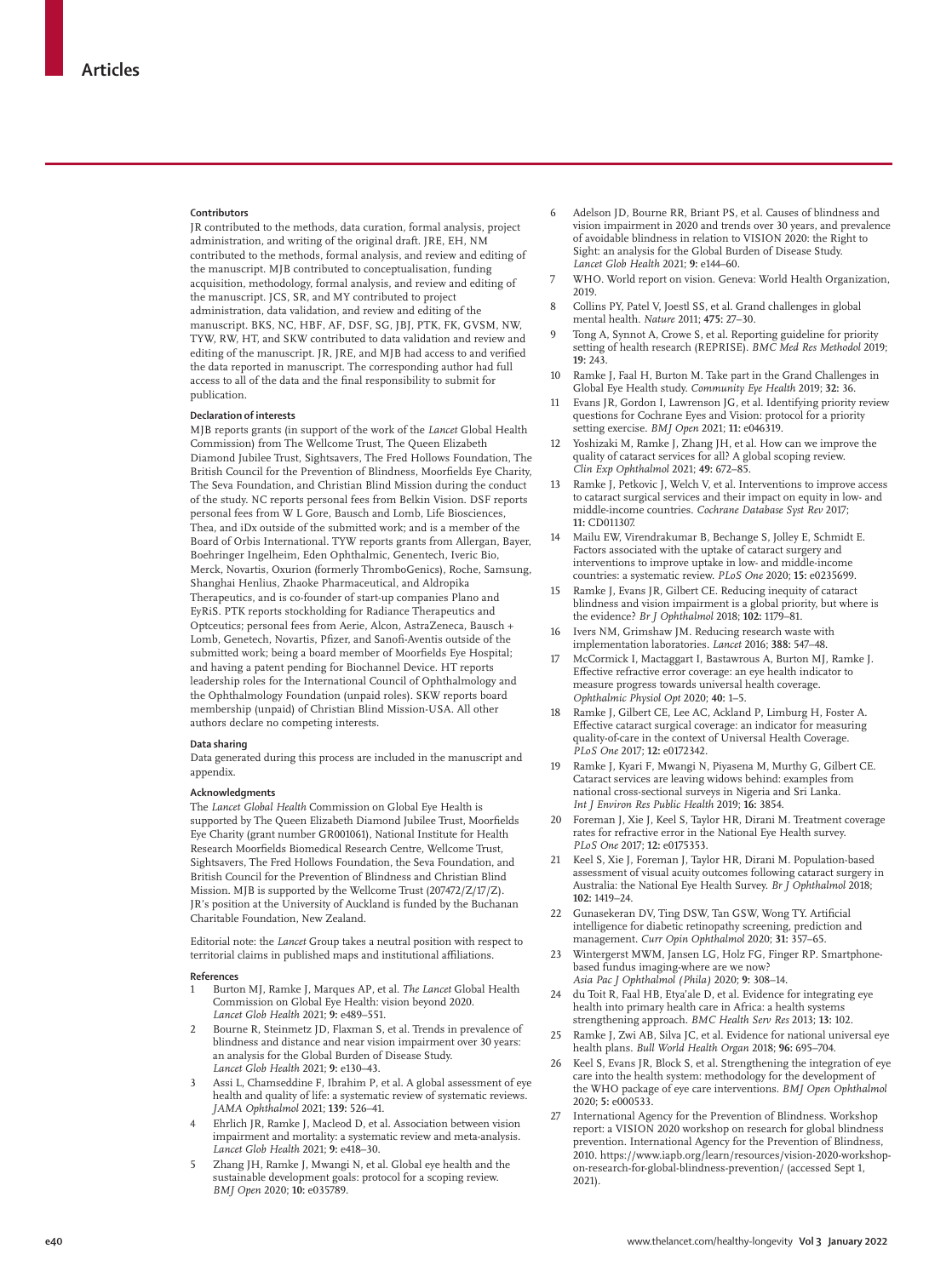### Contributors

JR contributed to the methods, data curation, formal analysis, project administration, and writing of the original draft. JRE, EH, NM contributed to the methods, formal analysis, and review and editing of the manuscript. MJB contributed to conceptualisation, funding acquisition, methodology, formal analysis, and review and editing of the manuscript. JCS, SR, and MY contributed to project administration, data validation, and review and editing of the manuscript. BKS, NC, HBF, AF, DSF, SG, JBJ, PTK, FK, GVSM, NW, TYW, RW, HT, and SKW contributed to data validation and review and editing of the manuscript. JR, JRE, and MJB had access to and verified the data reported in manuscript. The corresponding author had full access to all of the data and the final responsibility to submit for publication.

### Declaration of interests

MJB reports grants (in support of the work of the *Lancet* Global Health Commission) from The Wellcome Trust, The Queen Elizabeth Diamond Jubilee Trust, Sightsavers, The Fred Hollows Foundation, The British Council for the Prevention of Blindness, Moorfields Eye Charity, The Seva Foundation, and Christian Blind Mission during the conduct of the study. NC reports personal fees from Belkin Vision. DSF reports personal fees from W L Gore, Bausch and Lomb, Life Biosciences, Thea, and iDx outside of the submitted work; and is a member of the Board of Orbis International. TYW reports grants from Allergan, Bayer, Boehringer Ingelheim, Eden Ophthalmic, Genentech, Iveric Bio, Merck, Novartis, Oxurion (formerly ThromboGenics), Roche, Samsung, Shanghai Henlius, Zhaoke Pharmaceutical, and Aldropika Therapeutics, and is co-founder of start-up companies Plano and EyRiS. PTK reports stockholding for Radiance Therapeutics and Optceutics; personal fees from Aerie, Alcon, AstraZeneca, Bausch + Lomb, Genetech, Novartis, Pfizer, and Sanofi-Aventis outside of the submitted work; being a board member of Moorfields Eye Hospital; and having a patent pending for Biochannel Device. HT reports leadership roles for the International Council of Ophthalmology and the Ophthalmology Foundation (unpaid roles). SKW reports board membership (unpaid) of Christian Blind Mission-USA. All other authors declare no competing interests.

### Data sharing

Data generated during this process are included in the manuscript and appendix.

### Acknowledgments

The *Lancet Global Health* Commission on Global Eye Health is supported by The Queen Elizabeth Diamond Jubilee Trust, Moorfields Eye Charity (grant number GR001061), National Institute for Health Research Moorfields Biomedical Research Centre, Wellcome Trust, Sightsavers, The Fred Hollows Foundation, the Seva Foundation, and British Council for the Prevention of Blindness and Christian Blind Mission. MJB is supported by the Wellcome Trust (207472/Z/17/Z). JR's position at the University of Auckland is funded by the Buchanan Charitable Foundation, New Zealand.

Editorial note: the *Lancet* Group takes a neutral position with respect to territorial claims in published maps and institutional affiliations.

### References

1. Burton MJ, Ramke J, Marques AP, et al. *The Lancet* Global Health Commission on Global Eye Health: vision beyond 2020. *Lancet Glob Health* 2021; **9:** e489–551.
2. Bourne R, Steinmetz JD, Flaxman S, et al. Trends in prevalence of blindness and distance and near vision impairment over 30 years: an analysis for the Global Burden of Disease Study. *Lancet Glob Health* 2021; **9:** e130–43.
3. Assi L, Chamseddine F, Ibrahim P, et al. A global assessment of eye health and quality of life: a systematic review of systematic reviews. *JAMA Ophthalmol* 2021; **139:** 526–41.
4. Ehrlich JR, Ramke J, Macleod D, et al. Association between vision impairment and mortality: a systematic review and meta-analysis. *Lancet Glob Health* 2021; **9:** e418–30.
5. Zhang JH, Ramke J, Mwangi N, et al. Global eye health and the sustainable development goals: protocol for a scoping review. *BMJ Open* 2020; **10:** e035789.
6. Adelson JD, Bourne RR, Briant PS, et al. Causes of blindness and vision impairment in 2020 and trends over 30 years, and prevalence of avoidable blindness in relation to VISION 2020: the Right to Sight: an analysis for the Global Burden of Disease Study. *Lancet Glob Health* 2021; **9:** e144–60.
7. WHO. World report on vision. Geneva: World Health Organization, 2019.
8. Collins PY, Patel V, Joestl SS, et al. Grand challenges in global mental health. *Nature* 2011; **475:** 27–30.
9. Tong A, Synnot A, Crowe S, et al. Reporting guideline for priority setting of health research (REPRISE). *BMC Med Res Methodol* 2019; **19:** 243.
10. Ramke J, Faal H, Burton M. Take part in the Grand Challenges in Global Eye Health study. *Community Eye Health* 2019; **32:** 36.
11. Evans JR, Gordon I, Lawrenson JG, et al. Identifying priority review questions for Cochrane Eyes and Vision: protocol for a priority setting exercise. *BMJ Open* 2021; **11:** e046319.
12. Yoshizaki M, Ramke J, Zhang JH, et al. How can we improve the quality of cataract services for all? A global scoping review. *Clin Exp Ophthalmol* 2021; **49:** 672–85.
13. Ramke J, Petkovic J, Welch V, et al. Interventions to improve access to cataract surgical services and their impact on equity in low- and middle-income countries. *Cochrane Database Syst Rev* 2017; **11:** CD011307.
14. Mailu EW, Virendrakumar B, Bechange S, Jolley E, Schmidt E. Factors associated with the uptake of cataract surgery and interventions to improve uptake in low- and middle-income countries: a systematic review. *PLoS One* 2020; **15:** e0235699.
15. Ramke J, Evans JR, Gilbert CE. Reducing inequity of cataract blindness and vision impairment is a global priority, but where is the evidence? *Br J Ophthalmol* 2018; **102:** 1179–81.
16. Ivers NM, Grimshaw JM. Reducing research waste with implementation laboratories. *Lancet* 2016; **388:** 547–48.
17. McCormick I, Mactaggart I, Bastawrous A, Burton MJ, Ramke J. Effective refractive error coverage: an eye health indicator to measure progress towards universal health coverage. *Ophthalmic Physiol Opt* 2020; **40:** 1–5.
18. Ramke J, Gilbert CE, Lee AC, Ackland P, Limburg H, Foster A. Effective cataract surgical coverage: an indicator for measuring quality-of-care in the context of Universal Health Coverage. *PLoS One* 2017; **12:** e0172342.
19. Ramke J, Kyari F, Mwangi N, Piyasena M, Murthy G, Gilbert CE. Cataract services are leaving widows behind: examples from national cross-sectional surveys in Nigeria and Sri Lanka. *Int J Environ Res Public Health* 2019; **16:** 3854.
20. Foreman J, Xie J, Keel S, Taylor HR, Dirani M. Treatment coverage rates for refractive error in the National Eye Health survey. *PLoS One* 2017; **12:** e0175353.
21. Keel S, Xie J, Foreman J, Taylor HR, Dirani M. Population-based assessment of visual acuity outcomes following cataract surgery in Australia: the National Eye Health Survey. *Br J Ophthalmol* 2018; **102:** 1419–24.
22. Gunasekeran DV, Ting DSW, Tan GSW, Wong TY. Artificial intelligence for diabetic retinopathy screening, prediction and management. *Curr Opin Ophthalmol* 2020; **31:** 357–65.
23. Wintergerst MWM, Jansen LG, Holz FG, Finger RP. Smartphone-based fundus imaging-where are we now? *Asia Pac J Ophthalmol (Phila)* 2020; **9:** 308–14.
24. du Toit R, Faal HB, Etya'ale D, et al. Evidence for integrating eye health into primary health care in Africa: a health systems strengthening approach. *BMC Health Serv Res* 2013; **13:** 102.
25. Ramke J, Zwi AB, Silva JC, et al. Evidence for national universal eye health plans. *Bull World Health Organ* 2018; **96:** 695–704.
26. Keel S, Evans JR, Block S, et al. Strengthening the integration of eye care into the health system: methodology for the development of the WHO package of eye care interventions. *BMJ Open Ophthalmol* 2020; **5:** e000533.
27. International Agency for the Prevention of Blindness. Workshop report: a VISION 2020 workshop on research for global blindness prevention. International Agency for the Prevention of Blindness, 2010. https://www.iapb.org/learn/resources/vision-2020-workshop-on-research-for-global-blindness-prevention/ (accessed Sept 1, 2021).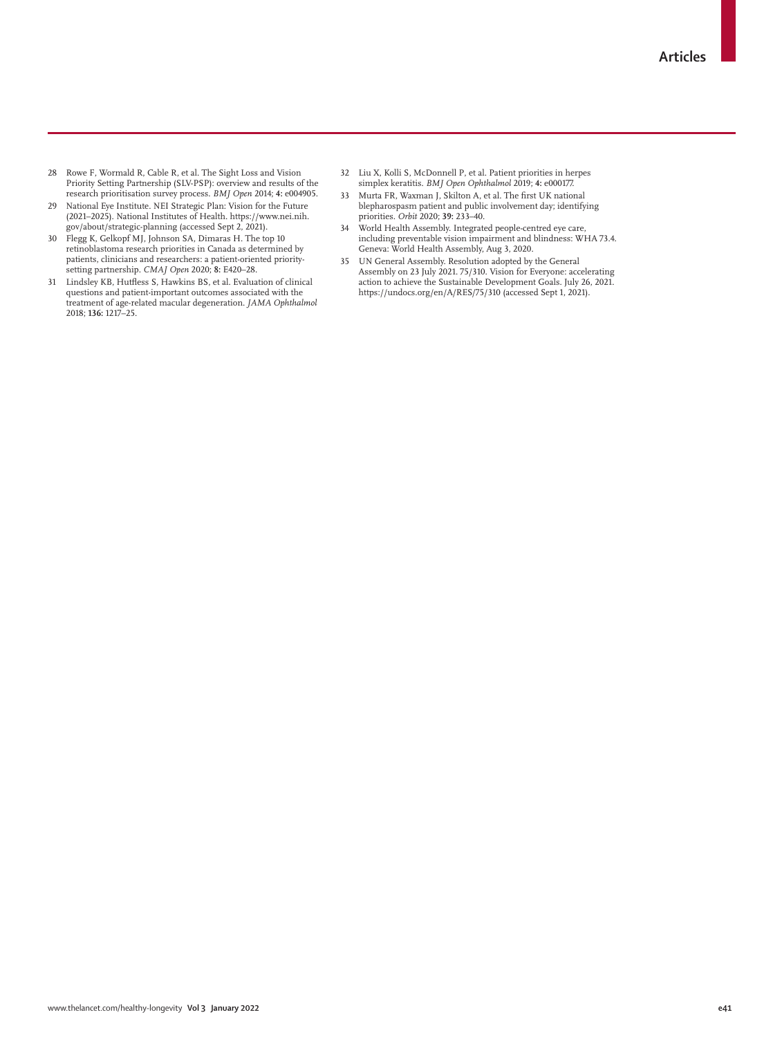28 Rowe F, Wormald R, Cable R, et al. The Sight Loss and Vision Priority Setting Partnership (SLV-PSP): overview and results of the research prioritisation survey process. *BMJ Open* 2014; **4:** e004905.

29 National Eye Institute. NEI Strategic Plan: Vision for the Future (2021–2025). National Institutes of Health. https://www.nei.nih.gov/about/strategic-planning (accessed Sept 2, 2021).

30 Flegg K, Gelkopf MJ, Johnson SA, Dimaras H. The top 10 retinoblastoma research priorities in Canada as determined by patients, clinicians and researchers: a patient-oriented priority-setting partnership. *CMAJ Open* 2020; **8:** E420–28.

31 Lindsley KB, Hutfless S, Hawkins BS, et al. Evaluation of clinical questions and patient-important outcomes associated with the treatment of age-related macular degeneration. *JAMA Ophthalmol* 2018; **136:** 1217–25.

32 Liu X, Kolli S, McDonnell P, et al. Patient priorities in herpes simplex keratitis. *BMJ Open Ophthalmol* 2019; **4:** e000177.

33 Murta FR, Waxman J, Skilton A, et al. The first UK national blepharospasm patient and public involvement day; identifying priorities. *Orbit* 2020; **39:** 233–40.

34 World Health Assembly. Integrated people-centred eye care, including preventable vision impairment and blindness: WHA 73.4. Geneva: World Health Assembly, Aug 3, 2020.

35 UN General Assembly. Resolution adopted by the General Assembly on 23 July 2021. 75/310. Vision for Everyone: accelerating action to achieve the Sustainable Development Goals. July 26, 2021. https://undocs.org/en/A/RES/75/310 (accessed Sept 1, 2021).